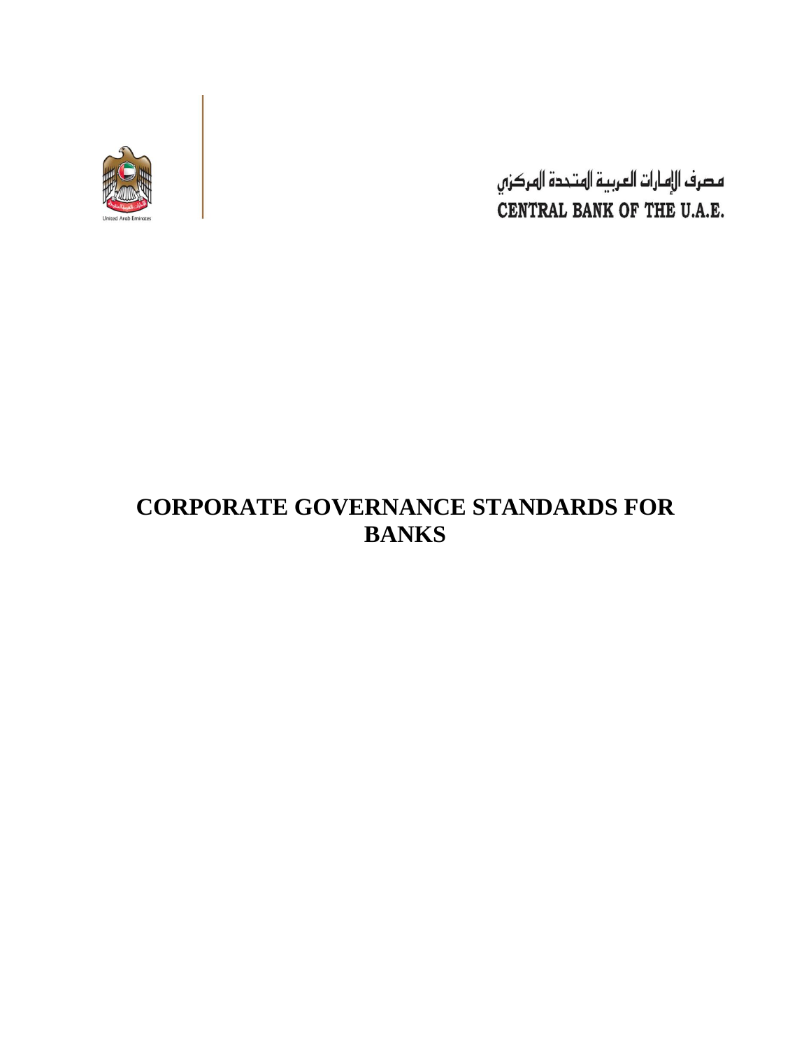United Arab Emirates

مصرف الإمارات العربية المتحدة المركزي
CENTRAL BANK OF THE U.A.E.

# CORPORATE GOVERNANCE STANDARDS FOR BANKS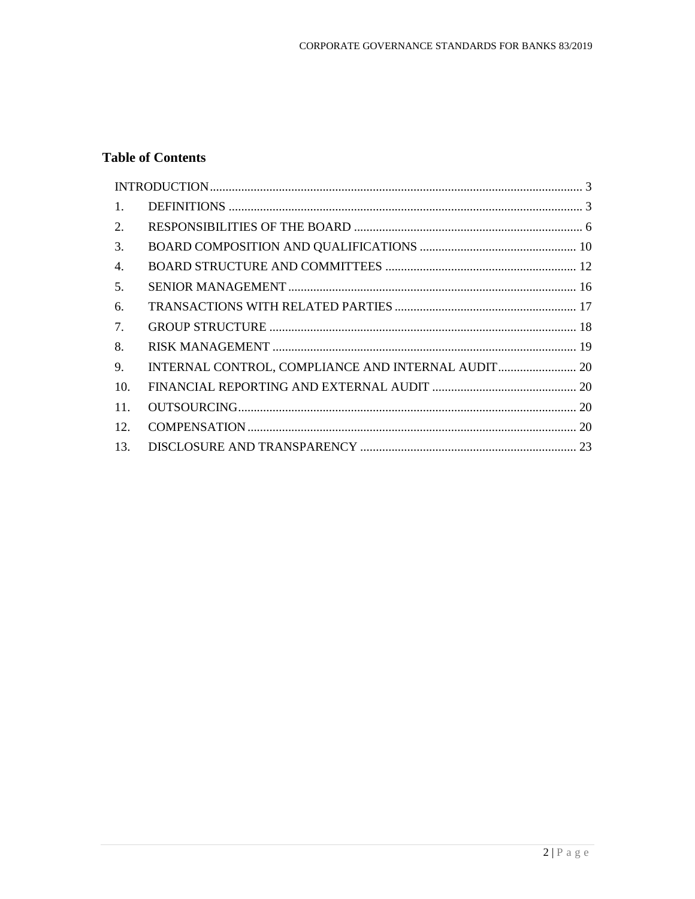## Table of Contents

| | | |
|---|---|---|
| INTRODUCTION | | 3 |
| 1. | DEFINITIONS | 3 |
| 2. | RESPONSIBILITIES OF THE BOARD | 6 |
| 3. | BOARD COMPOSITION AND QUALIFICATIONS | 10 |
| 4. | BOARD STRUCTURE AND COMMITTEES | 12 |
| 5. | SENIOR MANAGEMENT | 16 |
| 6. | TRANSACTIONS WITH RELATED PARTIES | 17 |
| 7. | GROUP STRUCTURE | 18 |
| 8. | RISK MANAGEMENT | 19 |
| 9. | INTERNAL CONTROL, COMPLIANCE AND INTERNAL AUDIT | 20 |
| 10. | FINANCIAL REPORTING AND EXTERNAL AUDIT | 20 |
| 11. | OUTSOURCING | 20 |
| 12. | COMPENSATION | 20 |
| 13. | DISCLOSURE AND TRANSPARENCY | 23 |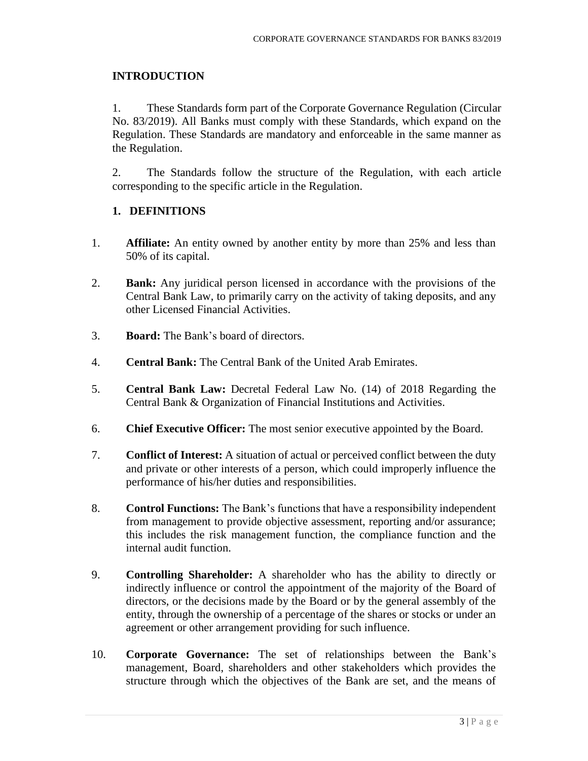## INTRODUCTION

1. These Standards form part of the Corporate Governance Regulation (Circular No. 83/2019). All Banks must comply with these Standards, which expand on the Regulation. These Standards are mandatory and enforceable in the same manner as the Regulation.

2. The Standards follow the structure of the Regulation, with each article corresponding to the specific article in the Regulation.

## 1. DEFINITIONS

1. **Affiliate:** An entity owned by another entity by more than 25% and less than 50% of its capital.

2. **Bank:** Any juridical person licensed in accordance with the provisions of the Central Bank Law, to primarily carry on the activity of taking deposits, and any other Licensed Financial Activities.

3. **Board:** The Bank's board of directors.

4. **Central Bank:** The Central Bank of the United Arab Emirates.

5. **Central Bank Law:** Decretal Federal Law No. (14) of 2018 Regarding the Central Bank & Organization of Financial Institutions and Activities.

6. **Chief Executive Officer:** The most senior executive appointed by the Board.

7. **Conflict of Interest:** A situation of actual or perceived conflict between the duty and private or other interests of a person, which could improperly influence the performance of his/her duties and responsibilities.

8. **Control Functions:** The Bank's functions that have a responsibility independent from management to provide objective assessment, reporting and/or assurance; this includes the risk management function, the compliance function and the internal audit function.

9. **Controlling Shareholder:** A shareholder who has the ability to directly or indirectly influence or control the appointment of the majority of the Board of directors, or the decisions made by the Board or by the general assembly of the entity, through the ownership of a percentage of the shares or stocks or under an agreement or other arrangement providing for such influence.

10. **Corporate Governance:** The set of relationships between the Bank's management, Board, shareholders and other stakeholders which provides the structure through which the objectives of the Bank are set, and the means of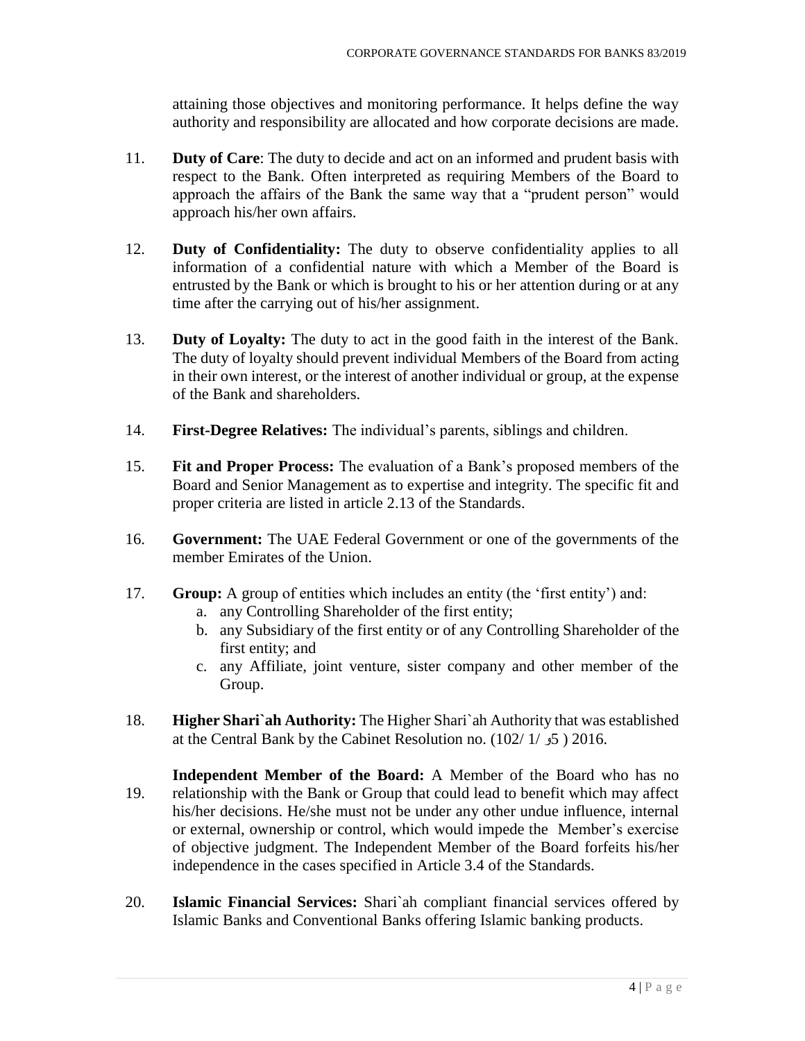attaining those objectives and monitoring performance. It helps define the way authority and responsibility are allocated and how corporate decisions are made.

11. **Duty of Care**: The duty to decide and act on an informed and prudent basis with respect to the Bank. Often interpreted as requiring Members of the Board to approach the affairs of the Bank the same way that a "prudent person" would approach his/her own affairs.

12. **Duty of Confidentiality:** The duty to observe confidentiality applies to all information of a confidential nature with which a Member of the Board is entrusted by the Bank or which is brought to his or her attention during or at any time after the carrying out of his/her assignment.

13. **Duty of Loyalty:** The duty to act in the good faith in the interest of the Bank. The duty of loyalty should prevent individual Members of the Board from acting in their own interest, or the interest of another individual or group, at the expense of the Bank and shareholders.

14. **First-Degree Relatives:** The individual's parents, siblings and children.

15. **Fit and Proper Process:** The evaluation of a Bank's proposed members of the Board and Senior Management as to expertise and integrity. The specific fit and proper criteria are listed in article 2.13 of the Standards.

16. **Government:** The UAE Federal Government or one of the governments of the member Emirates of the Union.

17. **Group:** A group of entities which includes an entity (the 'first entity') and:
    a. any Controlling Shareholder of the first entity;
    b. any Subsidiary of the first entity or of any Controlling Shareholder of the first entity; and
    c. any Affiliate, joint venture, sister company and other member of the Group.

18. **Higher Shari`ah Authority:** The Higher Shari`ah Authority that was established at the Central Bank by the Cabinet Resolution no. (102/ 1/ و5 ) 2016.

19. **Independent Member of the Board:** A Member of the Board who has no relationship with the Bank or Group that could lead to benefit which may affect his/her decisions. He/she must not be under any other undue influence, internal or external, ownership or control, which would impede the Member's exercise of objective judgment. The Independent Member of the Board forfeits his/her independence in the cases specified in Article 3.4 of the Standards.

20. **Islamic Financial Services:** Shari`ah compliant financial services offered by Islamic Banks and Conventional Banks offering Islamic banking products.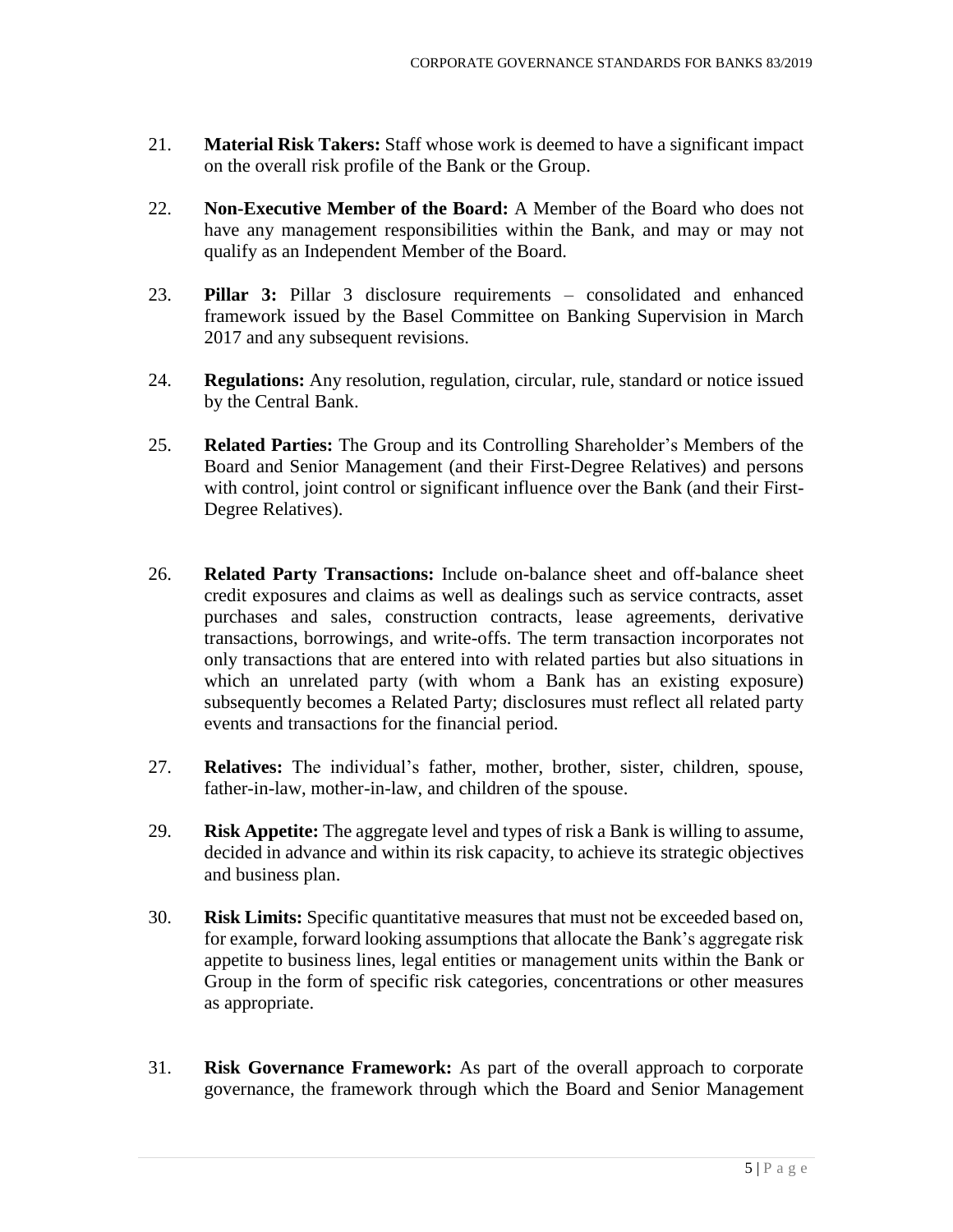21. **Material Risk Takers:** Staff whose work is deemed to have a significant impact on the overall risk profile of the Bank or the Group.

22. **Non-Executive Member of the Board:** A Member of the Board who does not have any management responsibilities within the Bank, and may or may not qualify as an Independent Member of the Board.

23. **Pillar 3:** Pillar 3 disclosure requirements – consolidated and enhanced framework issued by the Basel Committee on Banking Supervision in March 2017 and any subsequent revisions.

24. **Regulations:** Any resolution, regulation, circular, rule, standard or notice issued by the Central Bank.

25. **Related Parties:** The Group and its Controlling Shareholder's Members of the Board and Senior Management (and their First-Degree Relatives) and persons with control, joint control or significant influence over the Bank (and their First-Degree Relatives).

26. **Related Party Transactions:** Include on-balance sheet and off-balance sheet credit exposures and claims as well as dealings such as service contracts, asset purchases and sales, construction contracts, lease agreements, derivative transactions, borrowings, and write-offs. The term transaction incorporates not only transactions that are entered into with related parties but also situations in which an unrelated party (with whom a Bank has an existing exposure) subsequently becomes a Related Party; disclosures must reflect all related party events and transactions for the financial period.

27. **Relatives:** The individual's father, mother, brother, sister, children, spouse, father-in-law, mother-in-law, and children of the spouse.

29. **Risk Appetite:** The aggregate level and types of risk a Bank is willing to assume, decided in advance and within its risk capacity, to achieve its strategic objectives and business plan.

30. **Risk Limits:** Specific quantitative measures that must not be exceeded based on, for example, forward looking assumptions that allocate the Bank's aggregate risk appetite to business lines, legal entities or management units within the Bank or Group in the form of specific risk categories, concentrations or other measures as appropriate.

31. **Risk Governance Framework:** As part of the overall approach to corporate governance, the framework through which the Board and Senior Management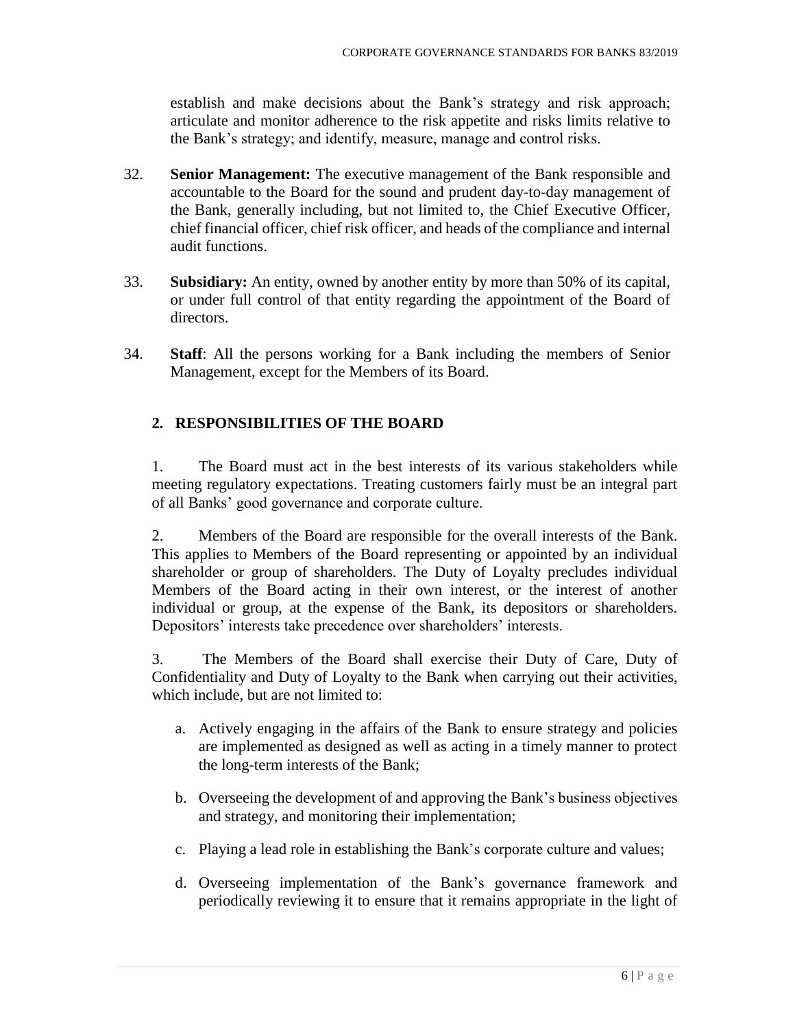establish and make decisions about the Bank's strategy and risk approach; articulate and monitor adherence to the risk appetite and risks limits relative to the Bank's strategy; and identify, measure, manage and control risks.

32. **Senior Management:** The executive management of the Bank responsible and accountable to the Board for the sound and prudent day-to-day management of the Bank, generally including, but not limited to, the Chief Executive Officer, chief financial officer, chief risk officer, and heads of the compliance and internal audit functions.

33. **Subsidiary:** An entity, owned by another entity by more than 50% of its capital, or under full control of that entity regarding the appointment of the Board of directors.

34. **Staff**: All the persons working for a Bank including the members of Senior Management, except for the Members of its Board.

## 2. RESPONSIBILITIES OF THE BOARD

1. The Board must act in the best interests of its various stakeholders while meeting regulatory expectations. Treating customers fairly must be an integral part of all Banks' good governance and corporate culture.

2. Members of the Board are responsible for the overall interests of the Bank. This applies to Members of the Board representing or appointed by an individual shareholder or group of shareholders. The Duty of Loyalty precludes individual Members of the Board acting in their own interest, or the interest of another individual or group, at the expense of the Bank, its depositors or shareholders. Depositors' interests take precedence over shareholders' interests.

3. The Members of the Board shall exercise their Duty of Care, Duty of Confidentiality and Duty of Loyalty to the Bank when carrying out their activities, which include, but are not limited to:

   a. Actively engaging in the affairs of the Bank to ensure strategy and policies are implemented as designed as well as acting in a timely manner to protect the long-term interests of the Bank;

   b. Overseeing the development of and approving the Bank's business objectives and strategy, and monitoring their implementation;

   c. Playing a lead role in establishing the Bank's corporate culture and values;

   d. Overseeing implementation of the Bank's governance framework and periodically reviewing it to ensure that it remains appropriate in the light of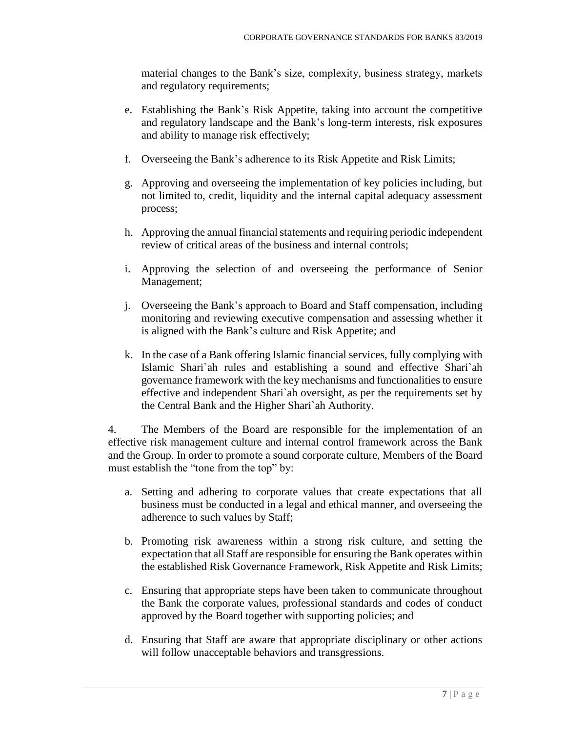material changes to the Bank's size, complexity, business strategy, markets and regulatory requirements;

e. Establishing the Bank's Risk Appetite, taking into account the competitive and regulatory landscape and the Bank's long-term interests, risk exposures and ability to manage risk effectively;

f. Overseeing the Bank's adherence to its Risk Appetite and Risk Limits;

g. Approving and overseeing the implementation of key policies including, but not limited to, credit, liquidity and the internal capital adequacy assessment process;

h. Approving the annual financial statements and requiring periodic independent review of critical areas of the business and internal controls;

i. Approving the selection of and overseeing the performance of Senior Management;

j. Overseeing the Bank's approach to Board and Staff compensation, including monitoring and reviewing executive compensation and assessing whether it is aligned with the Bank's culture and Risk Appetite; and

k. In the case of a Bank offering Islamic financial services, fully complying with Islamic Shari`ah rules and establishing a sound and effective Shari`ah governance framework with the key mechanisms and functionalities to ensure effective and independent Shari`ah oversight, as per the requirements set by the Central Bank and the Higher Shari`ah Authority.

4. The Members of the Board are responsible for the implementation of an effective risk management culture and internal control framework across the Bank and the Group. In order to promote a sound corporate culture, Members of the Board must establish the "tone from the top" by:

a. Setting and adhering to corporate values that create expectations that all business must be conducted in a legal and ethical manner, and overseeing the adherence to such values by Staff;

b. Promoting risk awareness within a strong risk culture, and setting the expectation that all Staff are responsible for ensuring the Bank operates within the established Risk Governance Framework, Risk Appetite and Risk Limits;

c. Ensuring that appropriate steps have been taken to communicate throughout the Bank the corporate values, professional standards and codes of conduct approved by the Board together with supporting policies; and

d. Ensuring that Staff are aware that appropriate disciplinary or other actions will follow unacceptable behaviors and transgressions.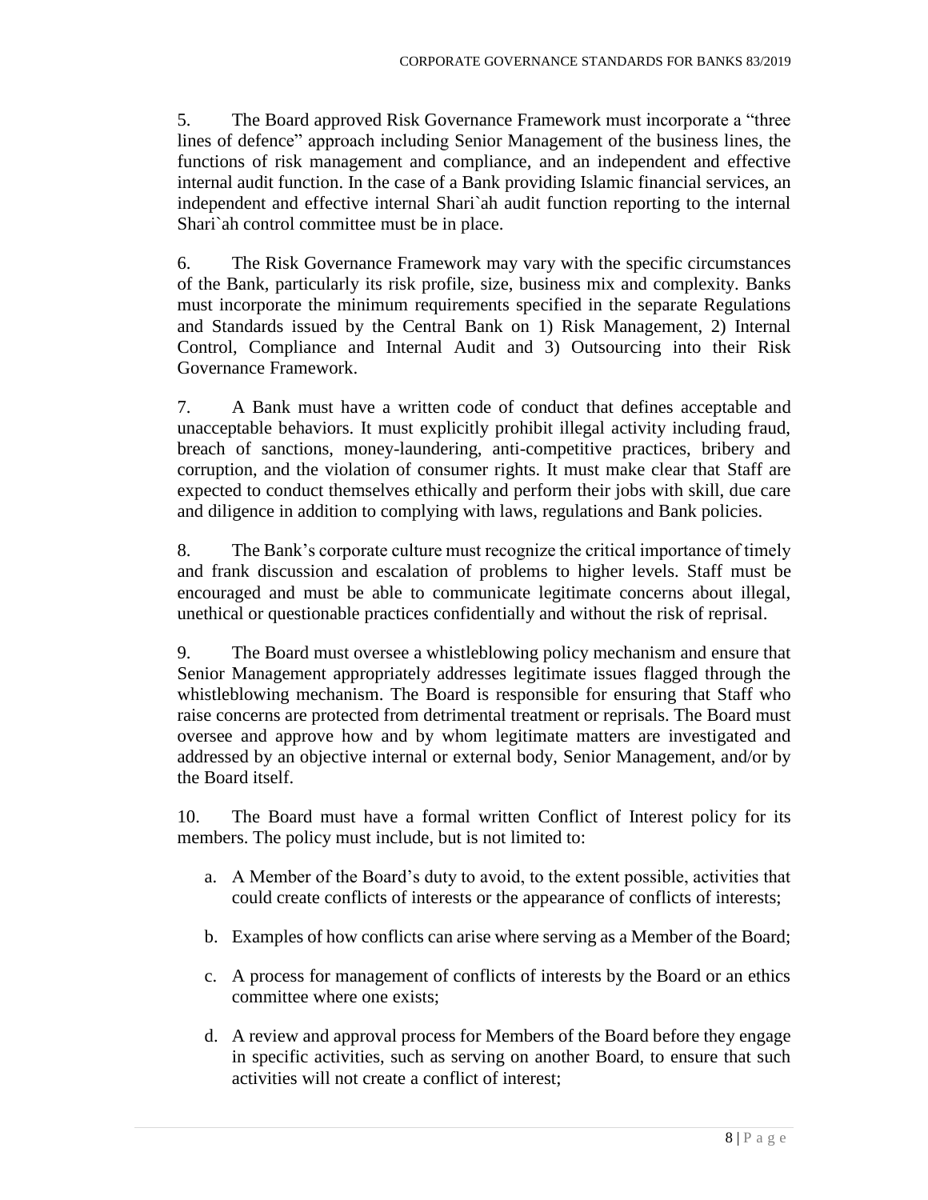5. The Board approved Risk Governance Framework must incorporate a "three lines of defence" approach including Senior Management of the business lines, the functions of risk management and compliance, and an independent and effective internal audit function. In the case of a Bank providing Islamic financial services, an independent and effective internal Shari`ah audit function reporting to the internal Shari`ah control committee must be in place.

6. The Risk Governance Framework may vary with the specific circumstances of the Bank, particularly its risk profile, size, business mix and complexity. Banks must incorporate the minimum requirements specified in the separate Regulations and Standards issued by the Central Bank on 1) Risk Management, 2) Internal Control, Compliance and Internal Audit and 3) Outsourcing into their Risk Governance Framework.

7. A Bank must have a written code of conduct that defines acceptable and unacceptable behaviors. It must explicitly prohibit illegal activity including fraud, breach of sanctions, money-laundering, anti-competitive practices, bribery and corruption, and the violation of consumer rights. It must make clear that Staff are expected to conduct themselves ethically and perform their jobs with skill, due care and diligence in addition to complying with laws, regulations and Bank policies.

8. The Bank's corporate culture must recognize the critical importance of timely and frank discussion and escalation of problems to higher levels. Staff must be encouraged and must be able to communicate legitimate concerns about illegal, unethical or questionable practices confidentially and without the risk of reprisal.

9. The Board must oversee a whistleblowing policy mechanism and ensure that Senior Management appropriately addresses legitimate issues flagged through the whistleblowing mechanism. The Board is responsible for ensuring that Staff who raise concerns are protected from detrimental treatment or reprisals. The Board must oversee and approve how and by whom legitimate matters are investigated and addressed by an objective internal or external body, Senior Management, and/or by the Board itself.

10. The Board must have a formal written Conflict of Interest policy for its members. The policy must include, but is not limited to:

a. A Member of the Board's duty to avoid, to the extent possible, activities that could create conflicts of interests or the appearance of conflicts of interests;

b. Examples of how conflicts can arise where serving as a Member of the Board;

c. A process for management of conflicts of interests by the Board or an ethics committee where one exists;

d. A review and approval process for Members of the Board before they engage in specific activities, such as serving on another Board, to ensure that such activities will not create a conflict of interest;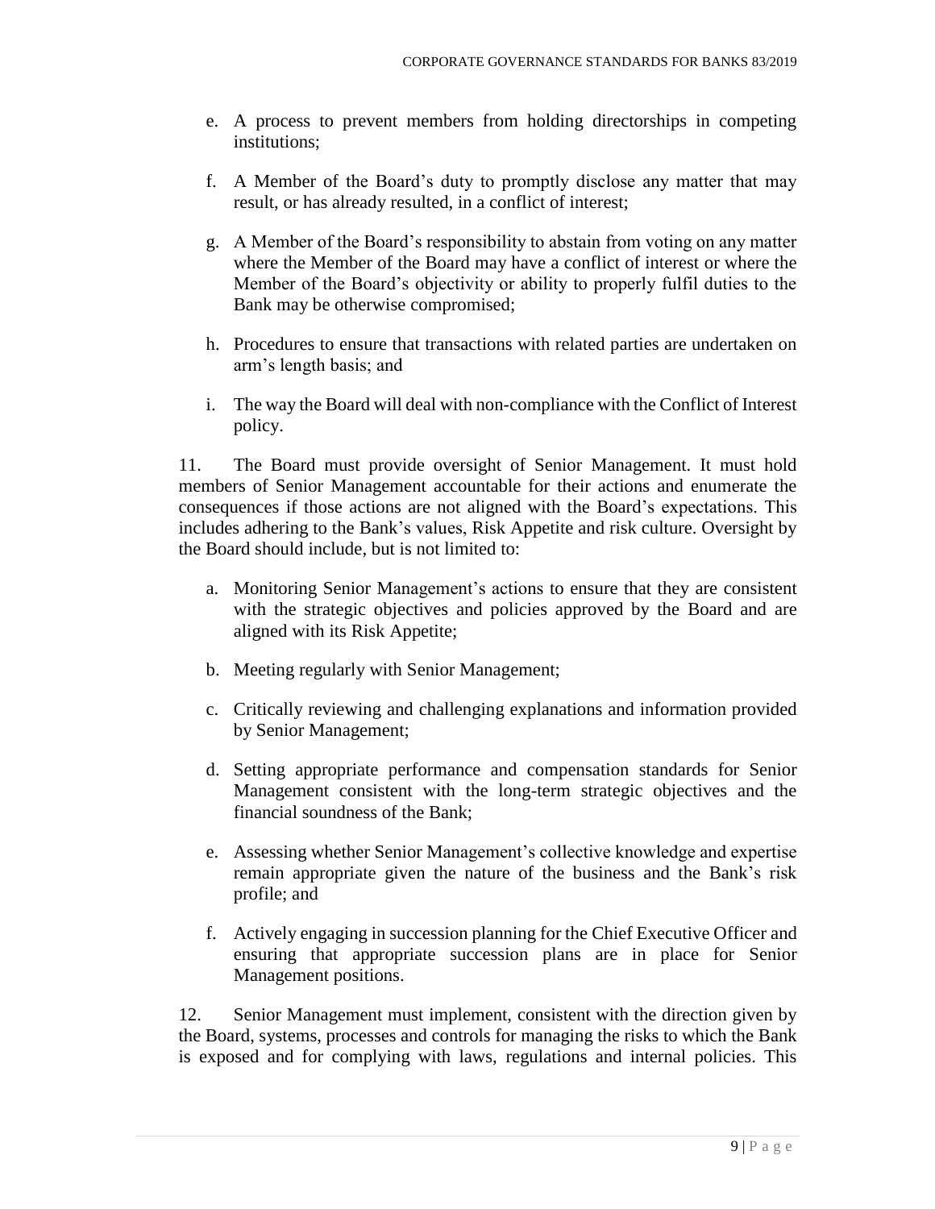e. A process to prevent members from holding directorships in competing institutions;

f. A Member of the Board's duty to promptly disclose any matter that may result, or has already resulted, in a conflict of interest;

g. A Member of the Board's responsibility to abstain from voting on any matter where the Member of the Board may have a conflict of interest or where the Member of the Board's objectivity or ability to properly fulfil duties to the Bank may be otherwise compromised;

h. Procedures to ensure that transactions with related parties are undertaken on arm's length basis; and

i. The way the Board will deal with non-compliance with the Conflict of Interest policy.

11. The Board must provide oversight of Senior Management. It must hold members of Senior Management accountable for their actions and enumerate the consequences if those actions are not aligned with the Board's expectations. This includes adhering to the Bank's values, Risk Appetite and risk culture. Oversight by the Board should include, but is not limited to:

a. Monitoring Senior Management's actions to ensure that they are consistent with the strategic objectives and policies approved by the Board and are aligned with its Risk Appetite;

b. Meeting regularly with Senior Management;

c. Critically reviewing and challenging explanations and information provided by Senior Management;

d. Setting appropriate performance and compensation standards for Senior Management consistent with the long-term strategic objectives and the financial soundness of the Bank;

e. Assessing whether Senior Management's collective knowledge and expertise remain appropriate given the nature of the business and the Bank's risk profile; and

f. Actively engaging in succession planning for the Chief Executive Officer and ensuring that appropriate succession plans are in place for Senior Management positions.

12. Senior Management must implement, consistent with the direction given by the Board, systems, processes and controls for managing the risks to which the Bank is exposed and for complying with laws, regulations and internal policies. This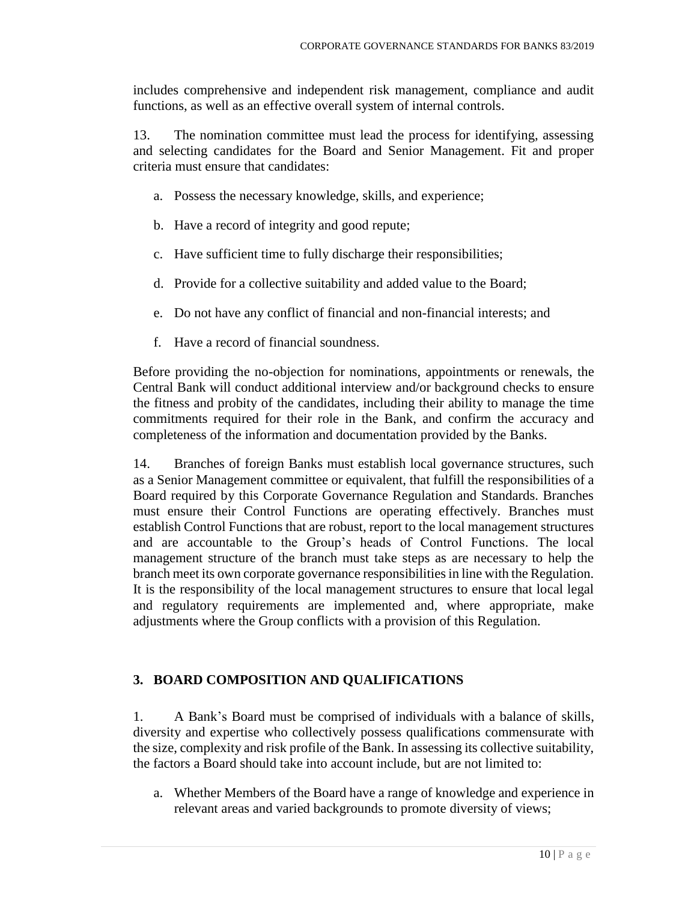includes comprehensive and independent risk management, compliance and audit functions, as well as an effective overall system of internal controls.

13. The nomination committee must lead the process for identifying, assessing and selecting candidates for the Board and Senior Management. Fit and proper criteria must ensure that candidates:

a. Possess the necessary knowledge, skills, and experience;

b. Have a record of integrity and good repute;

c. Have sufficient time to fully discharge their responsibilities;

d. Provide for a collective suitability and added value to the Board;

e. Do not have any conflict of financial and non-financial interests; and

f. Have a record of financial soundness.

Before providing the no-objection for nominations, appointments or renewals, the Central Bank will conduct additional interview and/or background checks to ensure the fitness and probity of the candidates, including their ability to manage the time commitments required for their role in the Bank, and confirm the accuracy and completeness of the information and documentation provided by the Banks.

14. Branches of foreign Banks must establish local governance structures, such as a Senior Management committee or equivalent, that fulfill the responsibilities of a Board required by this Corporate Governance Regulation and Standards. Branches must ensure their Control Functions are operating effectively. Branches must establish Control Functions that are robust, report to the local management structures and are accountable to the Group's heads of Control Functions. The local management structure of the branch must take steps as are necessary to help the branch meet its own corporate governance responsibilities in line with the Regulation. It is the responsibility of the local management structures to ensure that local legal and regulatory requirements are implemented and, where appropriate, make adjustments where the Group conflicts with a provision of this Regulation.

## 3. BOARD COMPOSITION AND QUALIFICATIONS

1. A Bank's Board must be comprised of individuals with a balance of skills, diversity and expertise who collectively possess qualifications commensurate with the size, complexity and risk profile of the Bank. In assessing its collective suitability, the factors a Board should take into account include, but are not limited to:

a. Whether Members of the Board have a range of knowledge and experience in relevant areas and varied backgrounds to promote diversity of views;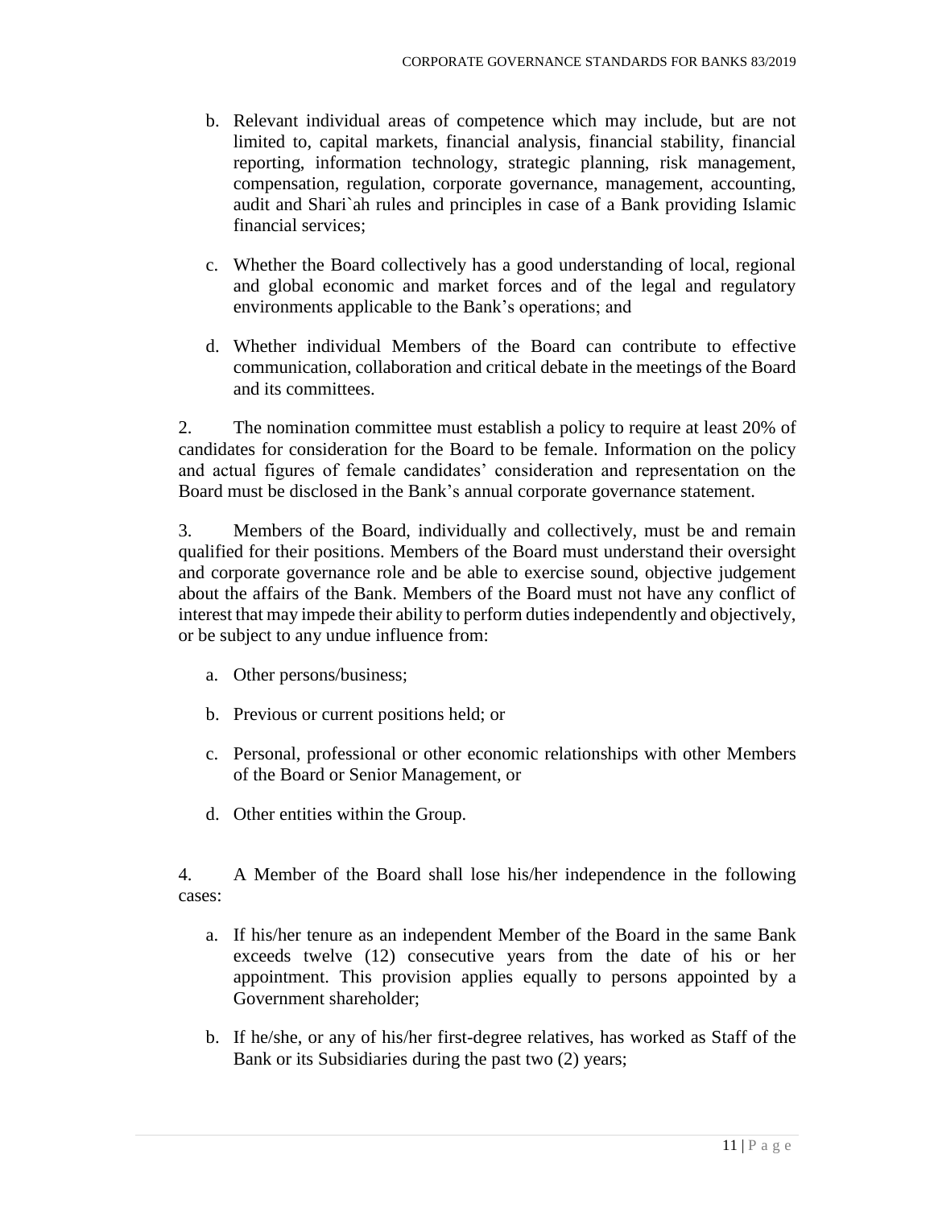b. Relevant individual areas of competence which may include, but are not limited to, capital markets, financial analysis, financial stability, financial reporting, information technology, strategic planning, risk management, compensation, regulation, corporate governance, management, accounting, audit and Shari`ah rules and principles in case of a Bank providing Islamic financial services;

c. Whether the Board collectively has a good understanding of local, regional and global economic and market forces and of the legal and regulatory environments applicable to the Bank's operations; and

d. Whether individual Members of the Board can contribute to effective communication, collaboration and critical debate in the meetings of the Board and its committees.

2. The nomination committee must establish a policy to require at least 20% of candidates for consideration for the Board to be female. Information on the policy and actual figures of female candidates' consideration and representation on the Board must be disclosed in the Bank's annual corporate governance statement.

3. Members of the Board, individually and collectively, must be and remain qualified for their positions. Members of the Board must understand their oversight and corporate governance role and be able to exercise sound, objective judgement about the affairs of the Bank. Members of the Board must not have any conflict of interest that may impede their ability to perform duties independently and objectively, or be subject to any undue influence from:

a. Other persons/business;

b. Previous or current positions held; or

c. Personal, professional or other economic relationships with other Members of the Board or Senior Management, or

d. Other entities within the Group.

4. A Member of the Board shall lose his/her independence in the following cases:

a. If his/her tenure as an independent Member of the Board in the same Bank exceeds twelve (12) consecutive years from the date of his or her appointment. This provision applies equally to persons appointed by a Government shareholder;

b. If he/she, or any of his/her first-degree relatives, has worked as Staff of the Bank or its Subsidiaries during the past two (2) years;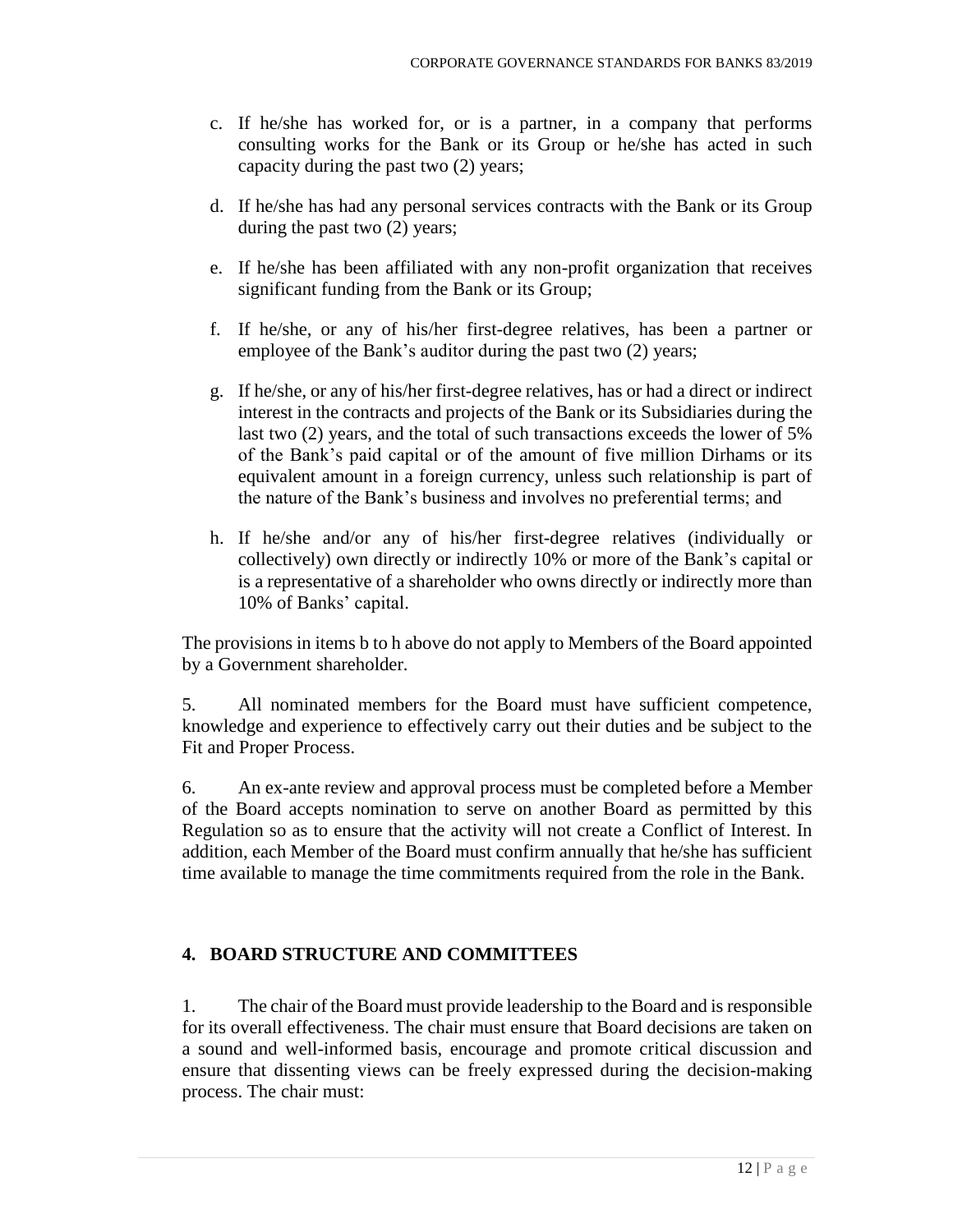c. If he/she has worked for, or is a partner, in a company that performs consulting works for the Bank or its Group or he/she has acted in such capacity during the past two (2) years;

d. If he/she has had any personal services contracts with the Bank or its Group during the past two (2) years;

e. If he/she has been affiliated with any non-profit organization that receives significant funding from the Bank or its Group;

f. If he/she, or any of his/her first-degree relatives, has been a partner or employee of the Bank's auditor during the past two (2) years;

g. If he/she, or any of his/her first-degree relatives, has or had a direct or indirect interest in the contracts and projects of the Bank or its Subsidiaries during the last two (2) years, and the total of such transactions exceeds the lower of 5% of the Bank's paid capital or of the amount of five million Dirhams or its equivalent amount in a foreign currency, unless such relationship is part of the nature of the Bank's business and involves no preferential terms; and

h. If he/she and/or any of his/her first-degree relatives (individually or collectively) own directly or indirectly 10% or more of the Bank's capital or is a representative of a shareholder who owns directly or indirectly more than 10% of Banks' capital.

The provisions in items b to h above do not apply to Members of the Board appointed by a Government shareholder.

5. All nominated members for the Board must have sufficient competence, knowledge and experience to effectively carry out their duties and be subject to the Fit and Proper Process.

6. An ex-ante review and approval process must be completed before a Member of the Board accepts nomination to serve on another Board as permitted by this Regulation so as to ensure that the activity will not create a Conflict of Interest. In addition, each Member of the Board must confirm annually that he/she has sufficient time available to manage the time commitments required from the role in the Bank.

## 4. BOARD STRUCTURE AND COMMITTEES

1. The chair of the Board must provide leadership to the Board and is responsible for its overall effectiveness. The chair must ensure that Board decisions are taken on a sound and well-informed basis, encourage and promote critical discussion and ensure that dissenting views can be freely expressed during the decision-making process. The chair must: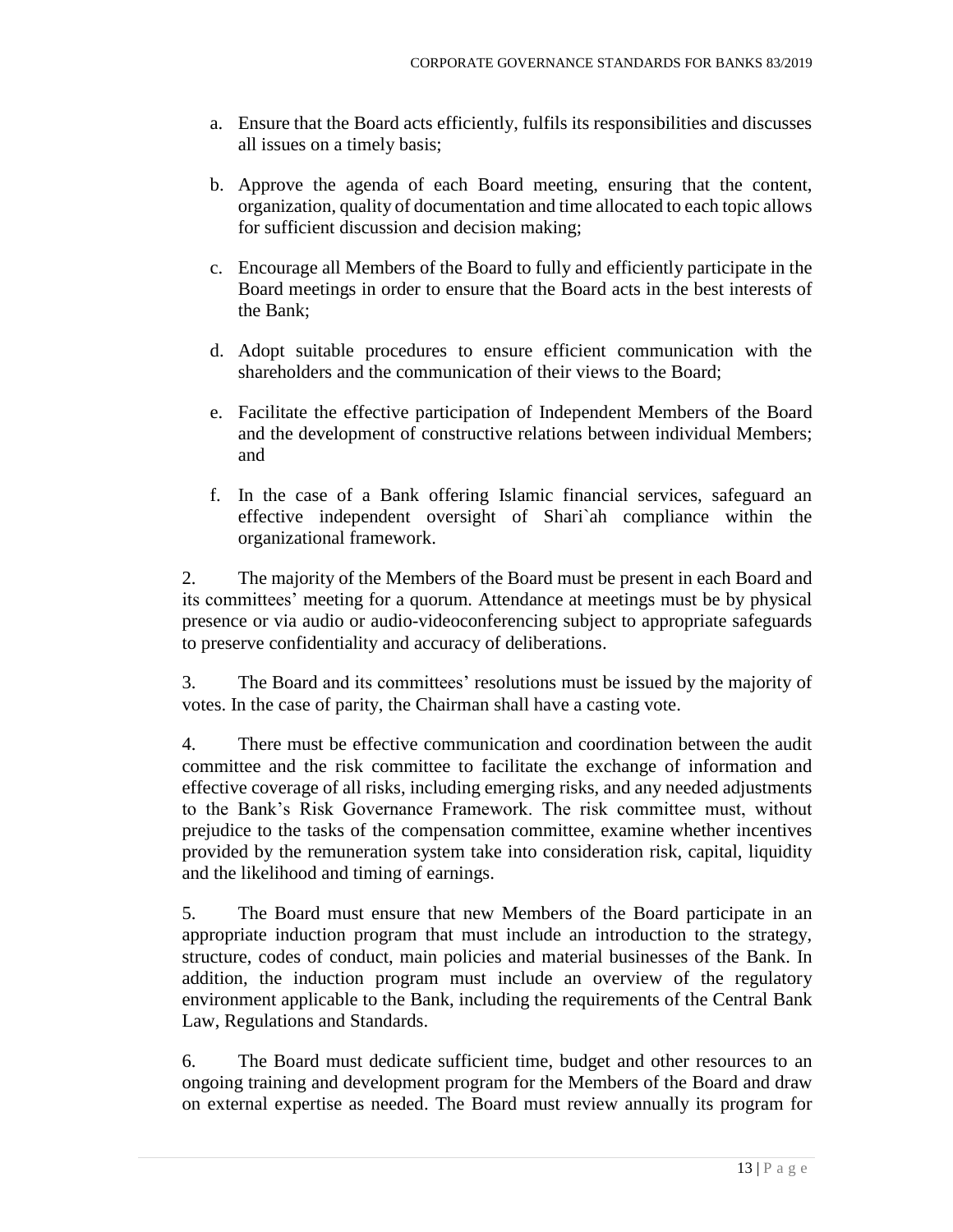a. Ensure that the Board acts efficiently, fulfils its responsibilities and discusses all issues on a timely basis;

b. Approve the agenda of each Board meeting, ensuring that the content, organization, quality of documentation and time allocated to each topic allows for sufficient discussion and decision making;

c. Encourage all Members of the Board to fully and efficiently participate in the Board meetings in order to ensure that the Board acts in the best interests of the Bank;

d. Adopt suitable procedures to ensure efficient communication with the shareholders and the communication of their views to the Board;

e. Facilitate the effective participation of Independent Members of the Board and the development of constructive relations between individual Members; and

f. In the case of a Bank offering Islamic financial services, safeguard an effective independent oversight of Shari`ah compliance within the organizational framework.

2. The majority of the Members of the Board must be present in each Board and its committees' meeting for a quorum. Attendance at meetings must be by physical presence or via audio or audio-videoconferencing subject to appropriate safeguards to preserve confidentiality and accuracy of deliberations.

3. The Board and its committees' resolutions must be issued by the majority of votes. In the case of parity, the Chairman shall have a casting vote.

4. There must be effective communication and coordination between the audit committee and the risk committee to facilitate the exchange of information and effective coverage of all risks, including emerging risks, and any needed adjustments to the Bank's Risk Governance Framework. The risk committee must, without prejudice to the tasks of the compensation committee, examine whether incentives provided by the remuneration system take into consideration risk, capital, liquidity and the likelihood and timing of earnings.

5. The Board must ensure that new Members of the Board participate in an appropriate induction program that must include an introduction to the strategy, structure, codes of conduct, main policies and material businesses of the Bank. In addition, the induction program must include an overview of the regulatory environment applicable to the Bank, including the requirements of the Central Bank Law, Regulations and Standards.

6. The Board must dedicate sufficient time, budget and other resources to an ongoing training and development program for the Members of the Board and draw on external expertise as needed. The Board must review annually its program for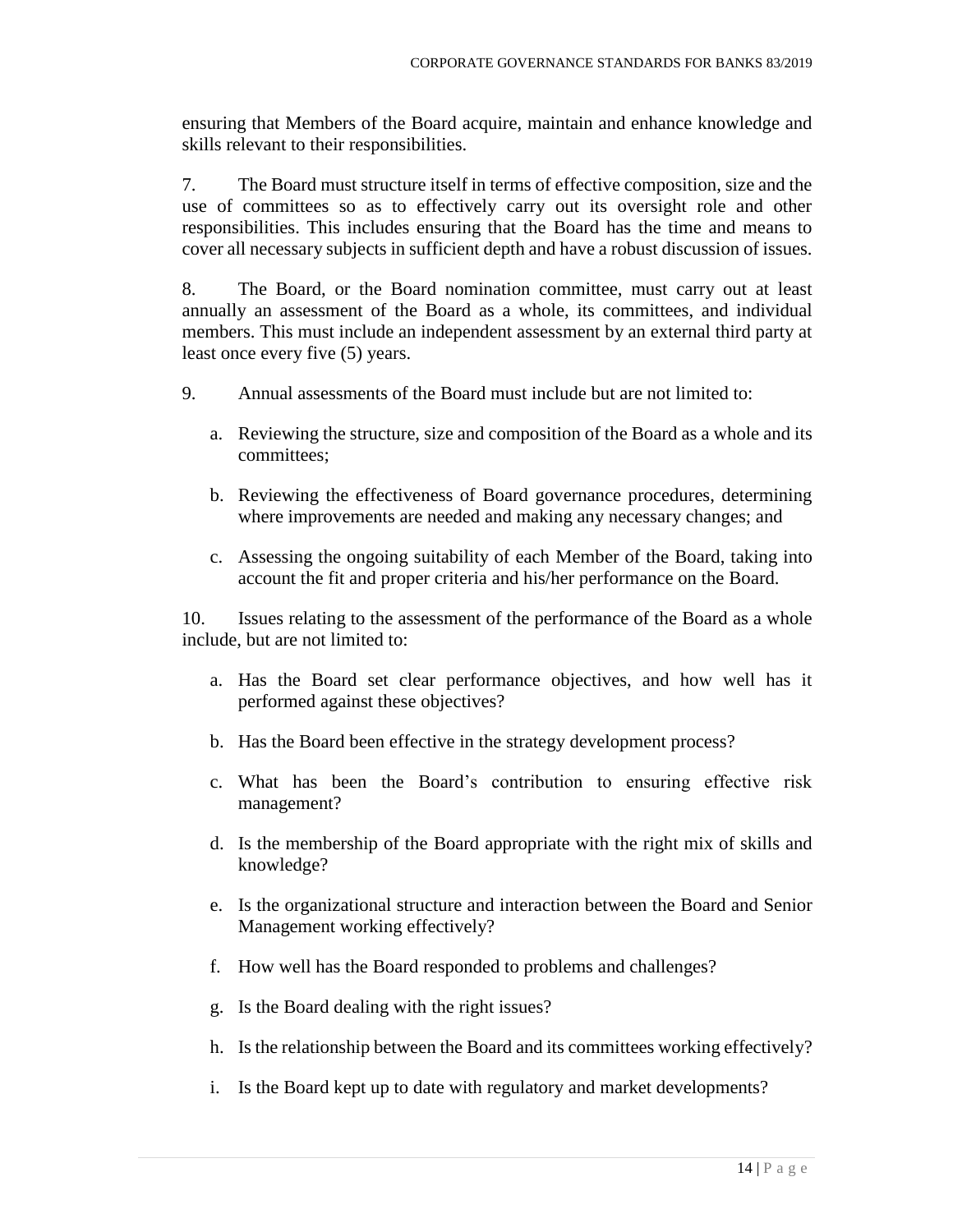ensuring that Members of the Board acquire, maintain and enhance knowledge and skills relevant to their responsibilities.

7. The Board must structure itself in terms of effective composition, size and the use of committees so as to effectively carry out its oversight role and other responsibilities. This includes ensuring that the Board has the time and means to cover all necessary subjects in sufficient depth and have a robust discussion of issues.

8. The Board, or the Board nomination committee, must carry out at least annually an assessment of the Board as a whole, its committees, and individual members. This must include an independent assessment by an external third party at least once every five (5) years.

9. Annual assessments of the Board must include but are not limited to:

   a. Reviewing the structure, size and composition of the Board as a whole and its committees;

   b. Reviewing the effectiveness of Board governance procedures, determining where improvements are needed and making any necessary changes; and

   c. Assessing the ongoing suitability of each Member of the Board, taking into account the fit and proper criteria and his/her performance on the Board.

10. Issues relating to the assessment of the performance of the Board as a whole include, but are not limited to:

   a. Has the Board set clear performance objectives, and how well has it performed against these objectives?

   b. Has the Board been effective in the strategy development process?

   c. What has been the Board's contribution to ensuring effective risk management?

   d. Is the membership of the Board appropriate with the right mix of skills and knowledge?

   e. Is the organizational structure and interaction between the Board and Senior Management working effectively?

   f. How well has the Board responded to problems and challenges?

   g. Is the Board dealing with the right issues?

   h. Is the relationship between the Board and its committees working effectively?

   i. Is the Board kept up to date with regulatory and market developments?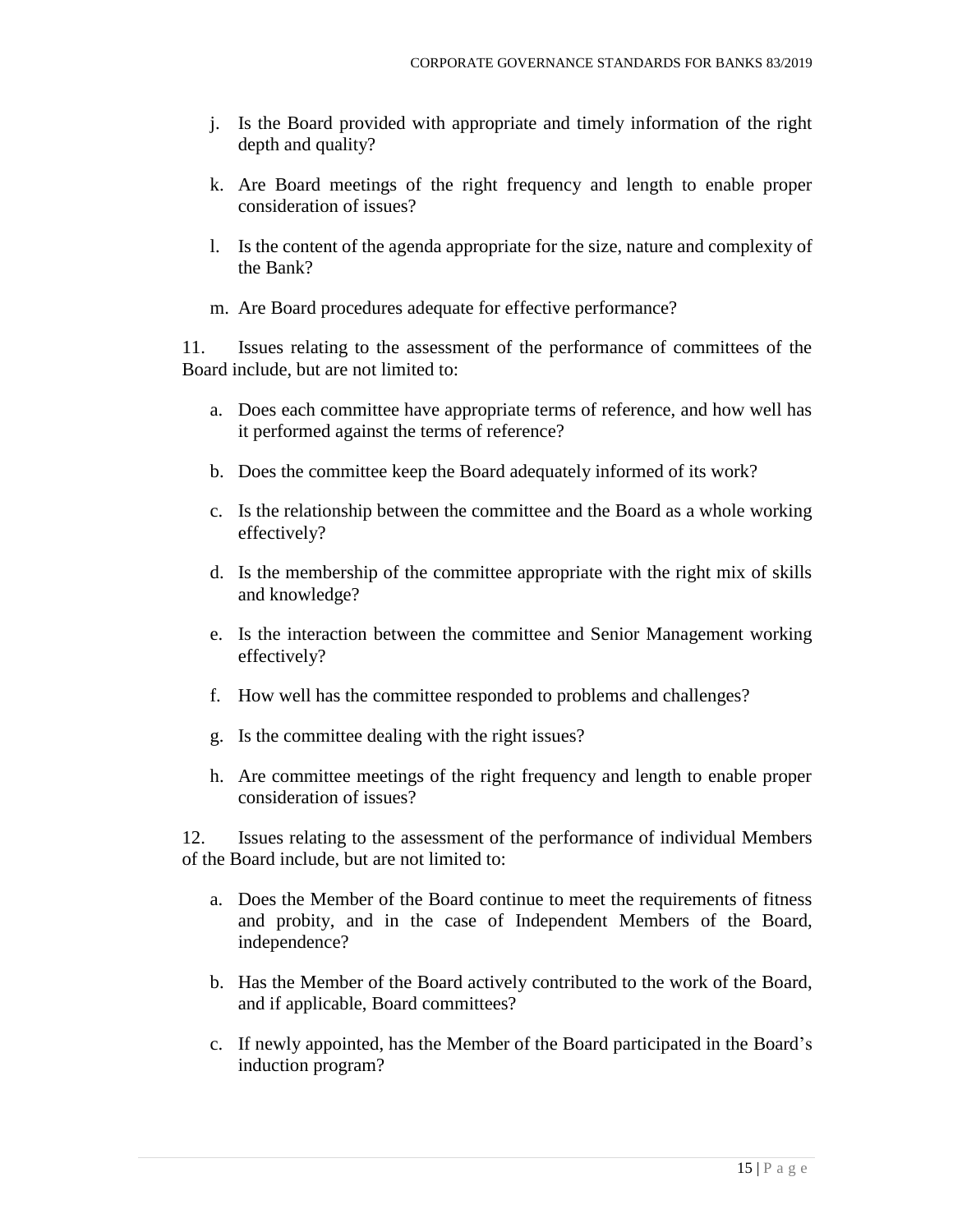j. Is the Board provided with appropriate and timely information of the right depth and quality?

k. Are Board meetings of the right frequency and length to enable proper consideration of issues?

l. Is the content of the agenda appropriate for the size, nature and complexity of the Bank?

m. Are Board procedures adequate for effective performance?

11. Issues relating to the assessment of the performance of committees of the Board include, but are not limited to:

a. Does each committee have appropriate terms of reference, and how well has it performed against the terms of reference?

b. Does the committee keep the Board adequately informed of its work?

c. Is the relationship between the committee and the Board as a whole working effectively?

d. Is the membership of the committee appropriate with the right mix of skills and knowledge?

e. Is the interaction between the committee and Senior Management working effectively?

f. How well has the committee responded to problems and challenges?

g. Is the committee dealing with the right issues?

h. Are committee meetings of the right frequency and length to enable proper consideration of issues?

12. Issues relating to the assessment of the performance of individual Members of the Board include, but are not limited to:

a. Does the Member of the Board continue to meet the requirements of fitness and probity, and in the case of Independent Members of the Board, independence?

b. Has the Member of the Board actively contributed to the work of the Board, and if applicable, Board committees?

c. If newly appointed, has the Member of the Board participated in the Board's induction program?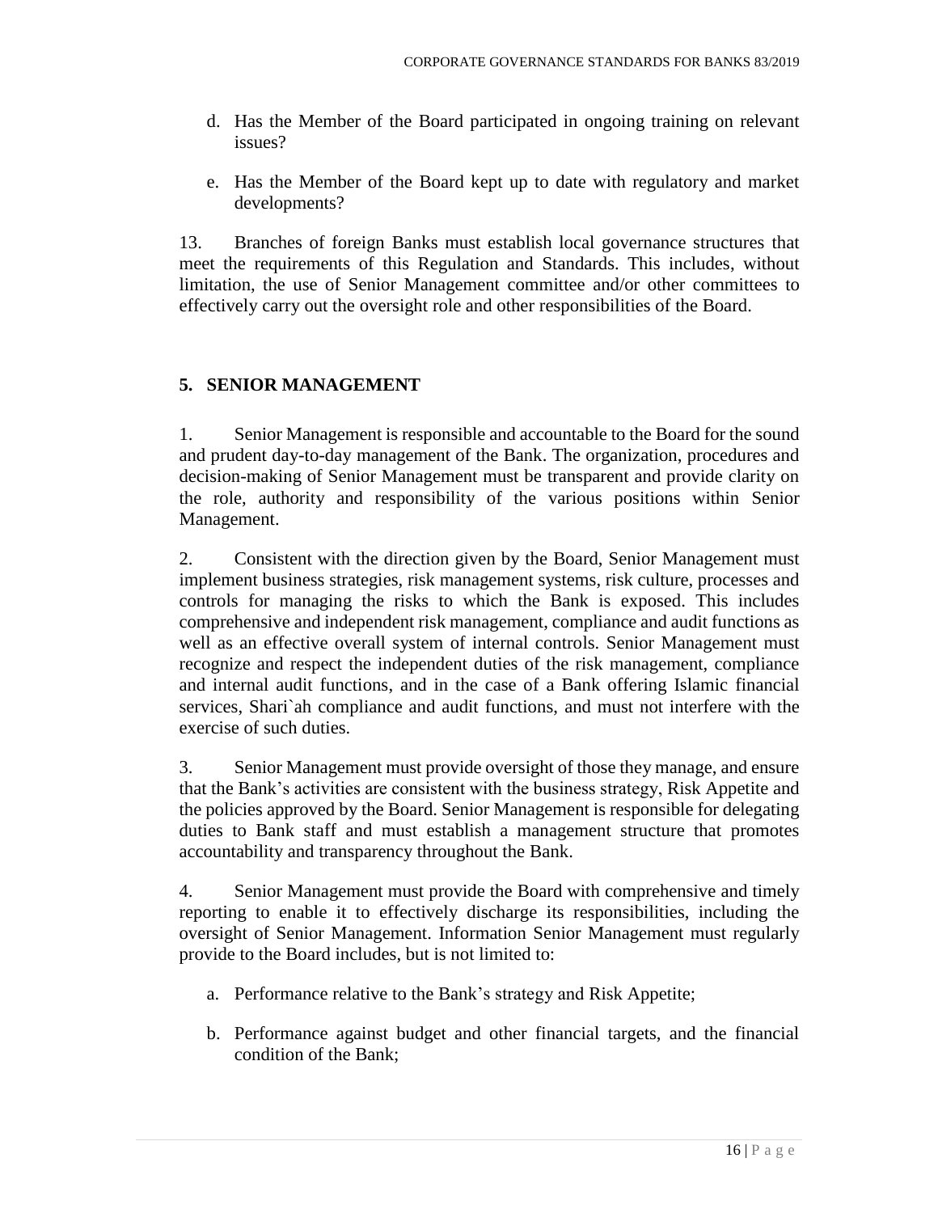d. Has the Member of the Board participated in ongoing training on relevant issues?

e. Has the Member of the Board kept up to date with regulatory and market developments?

13. Branches of foreign Banks must establish local governance structures that meet the requirements of this Regulation and Standards. This includes, without limitation, the use of Senior Management committee and/or other committees to effectively carry out the oversight role and other responsibilities of the Board.

## 5. SENIOR MANAGEMENT

1. Senior Management is responsible and accountable to the Board for the sound and prudent day-to-day management of the Bank. The organization, procedures and decision-making of Senior Management must be transparent and provide clarity on the role, authority and responsibility of the various positions within Senior Management.

2. Consistent with the direction given by the Board, Senior Management must implement business strategies, risk management systems, risk culture, processes and controls for managing the risks to which the Bank is exposed. This includes comprehensive and independent risk management, compliance and audit functions as well as an effective overall system of internal controls. Senior Management must recognize and respect the independent duties of the risk management, compliance and internal audit functions, and in the case of a Bank offering Islamic financial services, Shari`ah compliance and audit functions, and must not interfere with the exercise of such duties.

3. Senior Management must provide oversight of those they manage, and ensure that the Bank's activities are consistent with the business strategy, Risk Appetite and the policies approved by the Board. Senior Management is responsible for delegating duties to Bank staff and must establish a management structure that promotes accountability and transparency throughout the Bank.

4. Senior Management must provide the Board with comprehensive and timely reporting to enable it to effectively discharge its responsibilities, including the oversight of Senior Management. Information Senior Management must regularly provide to the Board includes, but is not limited to:

a. Performance relative to the Bank's strategy and Risk Appetite;

b. Performance against budget and other financial targets, and the financial condition of the Bank;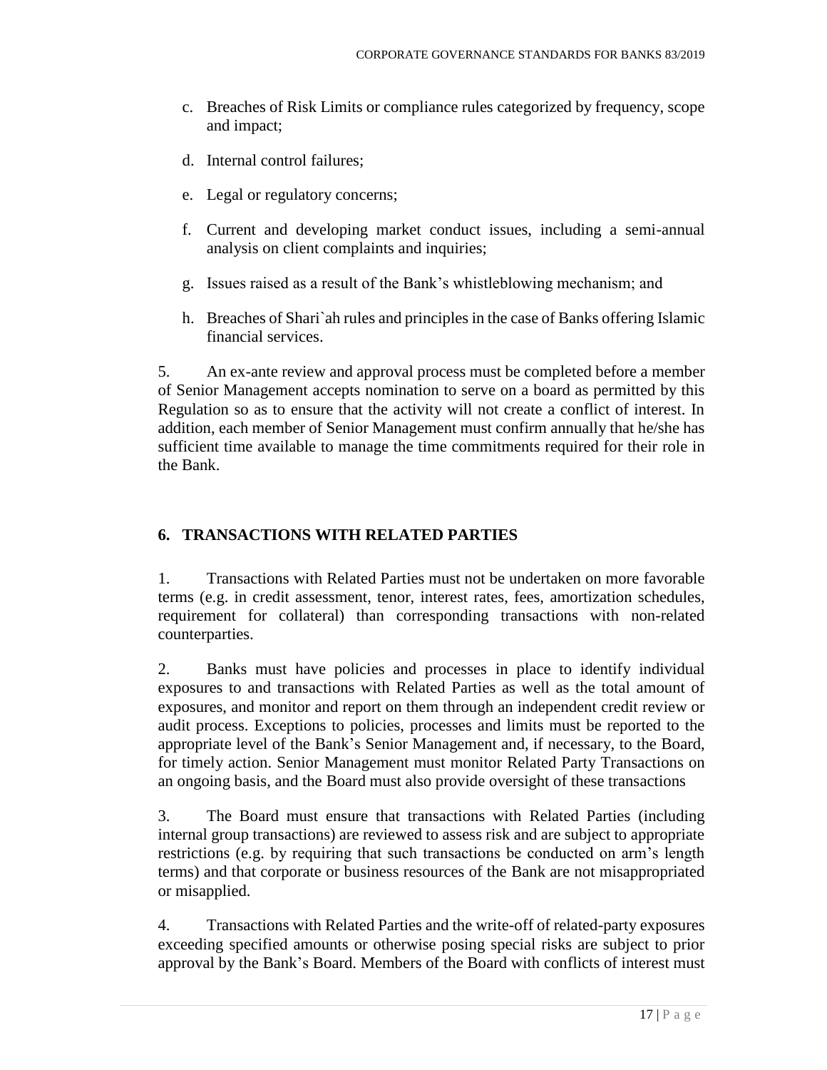c. Breaches of Risk Limits or compliance rules categorized by frequency, scope and impact;

d. Internal control failures;

e. Legal or regulatory concerns;

f. Current and developing market conduct issues, including a semi-annual analysis on client complaints and inquiries;

g. Issues raised as a result of the Bank's whistleblowing mechanism; and

h. Breaches of Shari`ah rules and principles in the case of Banks offering Islamic financial services.

5. An ex-ante review and approval process must be completed before a member of Senior Management accepts nomination to serve on a board as permitted by this Regulation so as to ensure that the activity will not create a conflict of interest. In addition, each member of Senior Management must confirm annually that he/she has sufficient time available to manage the time commitments required for their role in the Bank.

## 6. TRANSACTIONS WITH RELATED PARTIES

1. Transactions with Related Parties must not be undertaken on more favorable terms (e.g. in credit assessment, tenor, interest rates, fees, amortization schedules, requirement for collateral) than corresponding transactions with non-related counterparties.

2. Banks must have policies and processes in place to identify individual exposures to and transactions with Related Parties as well as the total amount of exposures, and monitor and report on them through an independent credit review or audit process. Exceptions to policies, processes and limits must be reported to the appropriate level of the Bank's Senior Management and, if necessary, to the Board, for timely action. Senior Management must monitor Related Party Transactions on an ongoing basis, and the Board must also provide oversight of these transactions

3. The Board must ensure that transactions with Related Parties (including internal group transactions) are reviewed to assess risk and are subject to appropriate restrictions (e.g. by requiring that such transactions be conducted on arm's length terms) and that corporate or business resources of the Bank are not misappropriated or misapplied.

4. Transactions with Related Parties and the write-off of related-party exposures exceeding specified amounts or otherwise posing special risks are subject to prior approval by the Bank's Board. Members of the Board with conflicts of interest must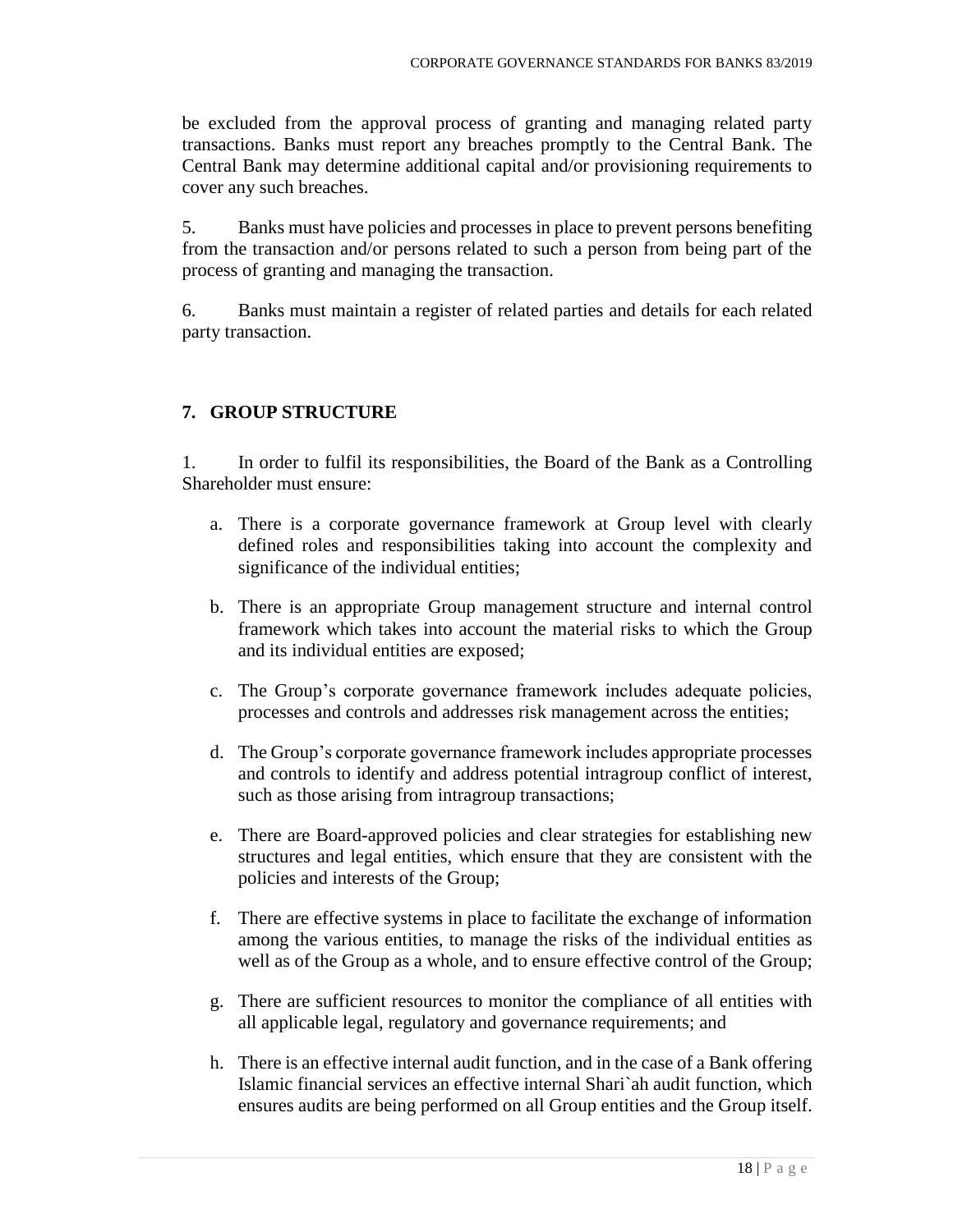be excluded from the approval process of granting and managing related party transactions. Banks must report any breaches promptly to the Central Bank. The Central Bank may determine additional capital and/or provisioning requirements to cover any such breaches.

5. Banks must have policies and processes in place to prevent persons benefiting from the transaction and/or persons related to such a person from being part of the process of granting and managing the transaction.

6. Banks must maintain a register of related parties and details for each related party transaction.

## 7. GROUP STRUCTURE

1. In order to fulfil its responsibilities, the Board of the Bank as a Controlling Shareholder must ensure:

   a. There is a corporate governance framework at Group level with clearly defined roles and responsibilities taking into account the complexity and significance of the individual entities;

   b. There is an appropriate Group management structure and internal control framework which takes into account the material risks to which the Group and its individual entities are exposed;

   c. The Group's corporate governance framework includes adequate policies, processes and controls and addresses risk management across the entities;

   d. The Group's corporate governance framework includes appropriate processes and controls to identify and address potential intragroup conflict of interest, such as those arising from intragroup transactions;

   e. There are Board-approved policies and clear strategies for establishing new structures and legal entities, which ensure that they are consistent with the policies and interests of the Group;

   f. There are effective systems in place to facilitate the exchange of information among the various entities, to manage the risks of the individual entities as well as of the Group as a whole, and to ensure effective control of the Group;

   g. There are sufficient resources to monitor the compliance of all entities with all applicable legal, regulatory and governance requirements; and

   h. There is an effective internal audit function, and in the case of a Bank offering Islamic financial services an effective internal Shari`ah audit function, which ensures audits are being performed on all Group entities and the Group itself.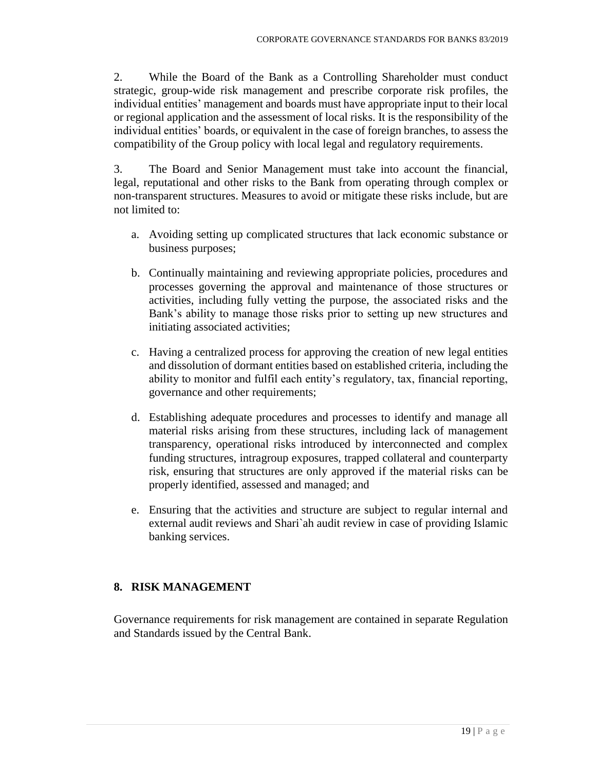2. While the Board of the Bank as a Controlling Shareholder must conduct strategic, group-wide risk management and prescribe corporate risk profiles, the individual entities' management and boards must have appropriate input to their local or regional application and the assessment of local risks. It is the responsibility of the individual entities' boards, or equivalent in the case of foreign branches, to assess the compatibility of the Group policy with local legal and regulatory requirements.

3. The Board and Senior Management must take into account the financial, legal, reputational and other risks to the Bank from operating through complex or non-transparent structures. Measures to avoid or mitigate these risks include, but are not limited to:

a. Avoiding setting up complicated structures that lack economic substance or business purposes;

b. Continually maintaining and reviewing appropriate policies, procedures and processes governing the approval and maintenance of those structures or activities, including fully vetting the purpose, the associated risks and the Bank's ability to manage those risks prior to setting up new structures and initiating associated activities;

c. Having a centralized process for approving the creation of new legal entities and dissolution of dormant entities based on established criteria, including the ability to monitor and fulfil each entity's regulatory, tax, financial reporting, governance and other requirements;

d. Establishing adequate procedures and processes to identify and manage all material risks arising from these structures, including lack of management transparency, operational risks introduced by interconnected and complex funding structures, intragroup exposures, trapped collateral and counterparty risk, ensuring that structures are only approved if the material risks can be properly identified, assessed and managed; and

e. Ensuring that the activities and structure are subject to regular internal and external audit reviews and Shari`ah audit review in case of providing Islamic banking services.

## 8. RISK MANAGEMENT

Governance requirements for risk management are contained in separate Regulation and Standards issued by the Central Bank.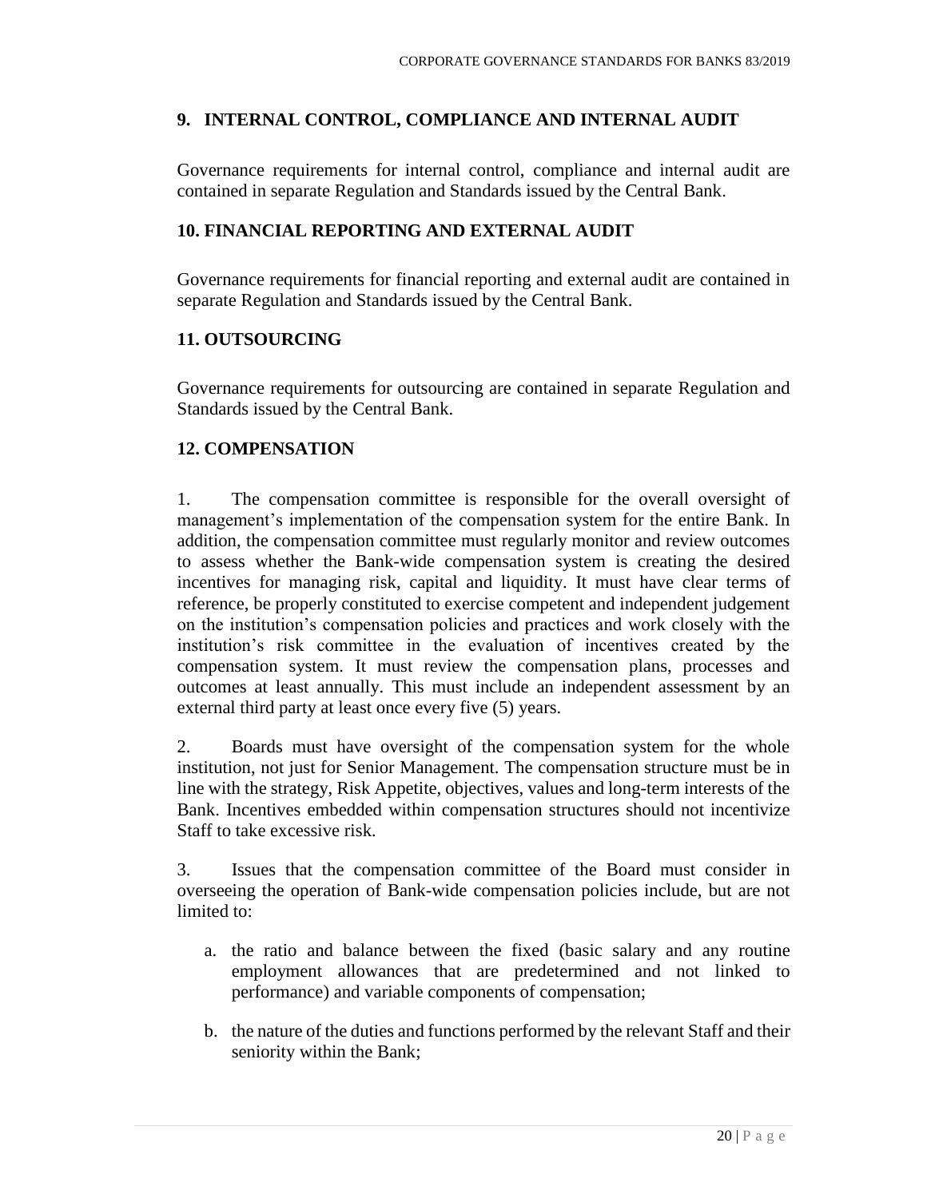## 9. INTERNAL CONTROL, COMPLIANCE AND INTERNAL AUDIT

Governance requirements for internal control, compliance and internal audit are contained in separate Regulation and Standards issued by the Central Bank.

## 10. FINANCIAL REPORTING AND EXTERNAL AUDIT

Governance requirements for financial reporting and external audit are contained in separate Regulation and Standards issued by the Central Bank.

## 11. OUTSOURCING

Governance requirements for outsourcing are contained in separate Regulation and Standards issued by the Central Bank.

## 12. COMPENSATION

1. The compensation committee is responsible for the overall oversight of management's implementation of the compensation system for the entire Bank. In addition, the compensation committee must regularly monitor and review outcomes to assess whether the Bank-wide compensation system is creating the desired incentives for managing risk, capital and liquidity. It must have clear terms of reference, be properly constituted to exercise competent and independent judgement on the institution's compensation policies and practices and work closely with the institution's risk committee in the evaluation of incentives created by the compensation system. It must review the compensation plans, processes and outcomes at least annually. This must include an independent assessment by an external third party at least once every five (5) years.

2. Boards must have oversight of the compensation system for the whole institution, not just for Senior Management. The compensation structure must be in line with the strategy, Risk Appetite, objectives, values and long-term interests of the Bank. Incentives embedded within compensation structures should not incentivize Staff to take excessive risk.

3. Issues that the compensation committee of the Board must consider in overseeing the operation of Bank-wide compensation policies include, but are not limited to:

   a. the ratio and balance between the fixed (basic salary and any routine employment allowances that are predetermined and not linked to performance) and variable components of compensation;

   b. the nature of the duties and functions performed by the relevant Staff and their seniority within the Bank;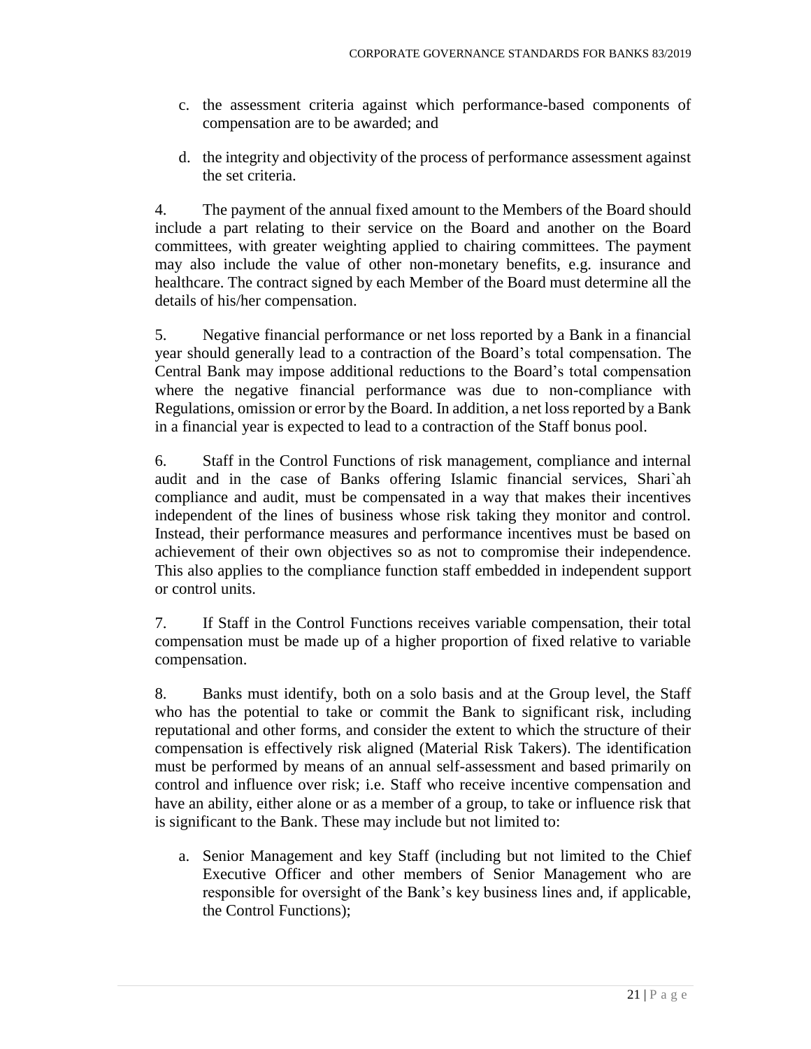c. the assessment criteria against which performance-based components of compensation are to be awarded; and

d. the integrity and objectivity of the process of performance assessment against the set criteria.

4. The payment of the annual fixed amount to the Members of the Board should include a part relating to their service on the Board and another on the Board committees, with greater weighting applied to chairing committees. The payment may also include the value of other non-monetary benefits, e.g. insurance and healthcare. The contract signed by each Member of the Board must determine all the details of his/her compensation.

5. Negative financial performance or net loss reported by a Bank in a financial year should generally lead to a contraction of the Board's total compensation. The Central Bank may impose additional reductions to the Board's total compensation where the negative financial performance was due to non-compliance with Regulations, omission or error by the Board. In addition, a net loss reported by a Bank in a financial year is expected to lead to a contraction of the Staff bonus pool.

6. Staff in the Control Functions of risk management, compliance and internal audit and in the case of Banks offering Islamic financial services, Shari`ah compliance and audit, must be compensated in a way that makes their incentives independent of the lines of business whose risk taking they monitor and control. Instead, their performance measures and performance incentives must be based on achievement of their own objectives so as not to compromise their independence. This also applies to the compliance function staff embedded in independent support or control units.

7. If Staff in the Control Functions receives variable compensation, their total compensation must be made up of a higher proportion of fixed relative to variable compensation.

8. Banks must identify, both on a solo basis and at the Group level, the Staff who has the potential to take or commit the Bank to significant risk, including reputational and other forms, and consider the extent to which the structure of their compensation is effectively risk aligned (Material Risk Takers). The identification must be performed by means of an annual self-assessment and based primarily on control and influence over risk; i.e. Staff who receive incentive compensation and have an ability, either alone or as a member of a group, to take or influence risk that is significant to the Bank. These may include but not limited to:

a. Senior Management and key Staff (including but not limited to the Chief Executive Officer and other members of Senior Management who are responsible for oversight of the Bank's key business lines and, if applicable, the Control Functions);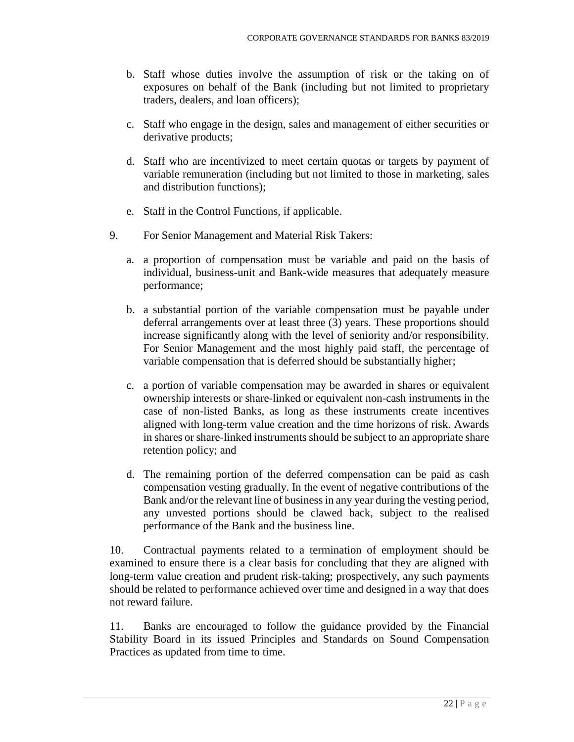b. Staff whose duties involve the assumption of risk or the taking on of exposures on behalf of the Bank (including but not limited to proprietary traders, dealers, and loan officers);

c. Staff who engage in the design, sales and management of either securities or derivative products;

d. Staff who are incentivized to meet certain quotas or targets by payment of variable remuneration (including but not limited to those in marketing, sales and distribution functions);

e. Staff in the Control Functions, if applicable.

9. For Senior Management and Material Risk Takers:

a. a proportion of compensation must be variable and paid on the basis of individual, business-unit and Bank-wide measures that adequately measure performance;

b. a substantial portion of the variable compensation must be payable under deferral arrangements over at least three (3) years. These proportions should increase significantly along with the level of seniority and/or responsibility. For Senior Management and the most highly paid staff, the percentage of variable compensation that is deferred should be substantially higher;

c. a portion of variable compensation may be awarded in shares or equivalent ownership interests or share-linked or equivalent non-cash instruments in the case of non-listed Banks, as long as these instruments create incentives aligned with long-term value creation and the time horizons of risk. Awards in shares or share-linked instruments should be subject to an appropriate share retention policy; and

d. The remaining portion of the deferred compensation can be paid as cash compensation vesting gradually. In the event of negative contributions of the Bank and/or the relevant line of business in any year during the vesting period, any unvested portions should be clawed back, subject to the realised performance of the Bank and the business line.

10. Contractual payments related to a termination of employment should be examined to ensure there is a clear basis for concluding that they are aligned with long-term value creation and prudent risk-taking; prospectively, any such payments should be related to performance achieved over time and designed in a way that does not reward failure.

11. Banks are encouraged to follow the guidance provided by the Financial Stability Board in its issued Principles and Standards on Sound Compensation Practices as updated from time to time.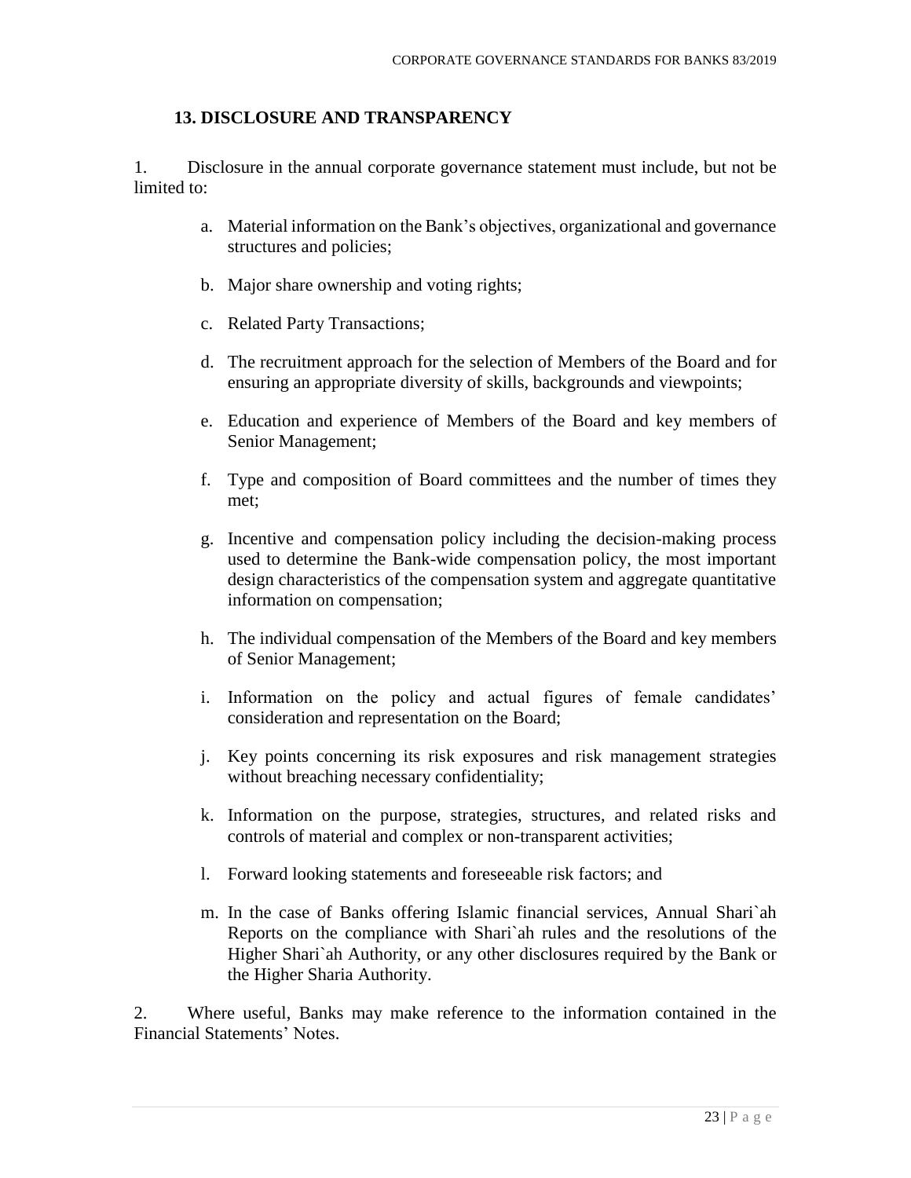## 13. DISCLOSURE AND TRANSPARENCY

1. Disclosure in the annual corporate governance statement must include, but not be limited to:

   a. Material information on the Bank's objectives, organizational and governance structures and policies;

   b. Major share ownership and voting rights;

   c. Related Party Transactions;

   d. The recruitment approach for the selection of Members of the Board and for ensuring an appropriate diversity of skills, backgrounds and viewpoints;

   e. Education and experience of Members of the Board and key members of Senior Management;

   f. Type and composition of Board committees and the number of times they met;

   g. Incentive and compensation policy including the decision-making process used to determine the Bank-wide compensation policy, the most important design characteristics of the compensation system and aggregate quantitative information on compensation;

   h. The individual compensation of the Members of the Board and key members of Senior Management;

   i. Information on the policy and actual figures of female candidates' consideration and representation on the Board;

   j. Key points concerning its risk exposures and risk management strategies without breaching necessary confidentiality;

   k. Information on the purpose, strategies, structures, and related risks and controls of material and complex or non-transparent activities;

   l. Forward looking statements and foreseeable risk factors; and

   m. In the case of Banks offering Islamic financial services, Annual Shari`ah Reports on the compliance with Shari`ah rules and the resolutions of the Higher Shari`ah Authority, or any other disclosures required by the Bank or the Higher Sharia Authority.

2. Where useful, Banks may make reference to the information contained in the Financial Statements' Notes.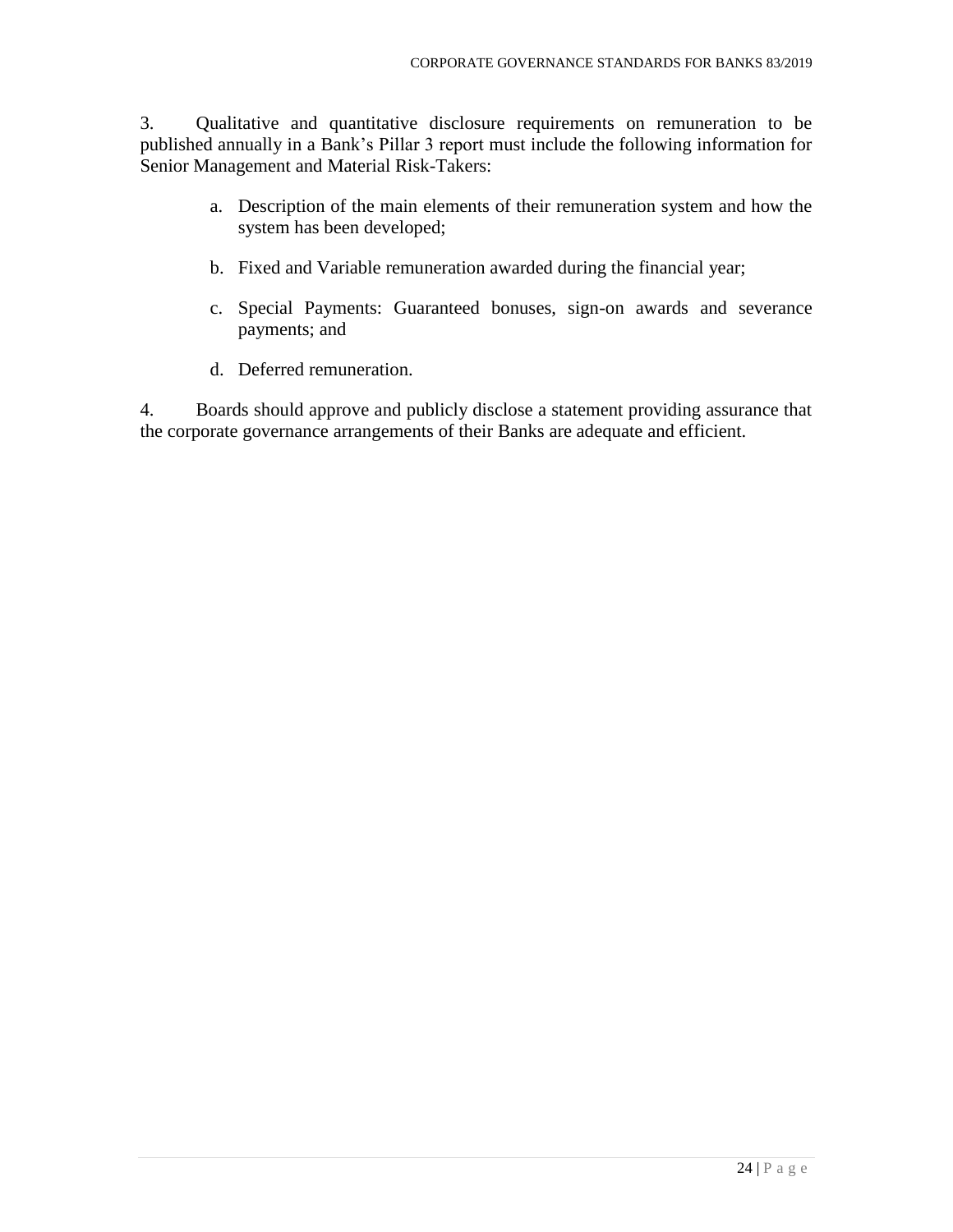3. Qualitative and quantitative disclosure requirements on remuneration to be published annually in a Bank's Pillar 3 report must include the following information for Senior Management and Material Risk-Takers:

   a. Description of the main elements of their remuneration system and how the system has been developed;

   b. Fixed and Variable remuneration awarded during the financial year;

   c. Special Payments: Guaranteed bonuses, sign-on awards and severance payments; and

   d. Deferred remuneration.

4. Boards should approve and publicly disclose a statement providing assurance that the corporate governance arrangements of their Banks are adequate and efficient.